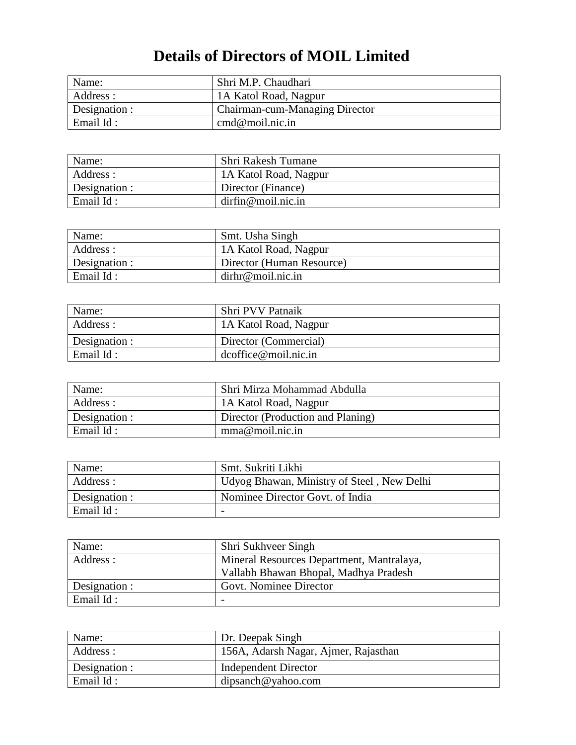# Details of Directors of MOIL Limited

| Name: | Shri M.P. Chaudhari |
|---|---|
| Address : | 1A Katol Road, Nagpur |
| Designation : | Chairman-cum-Managing Director |
| Email Id : | cmd@moil.nic.in |

| Name: | Shri Rakesh Tumane |
|---|---|
| Address : | 1A Katol Road, Nagpur |
| Designation : | Director (Finance) |
| Email Id : | dirfin@moil.nic.in |

| Name: | Smt. Usha Singh |
|---|---|
| Address : | 1A Katol Road, Nagpur |
| Designation : | Director (Human Resource) |
| Email Id : | dirhr@moil.nic.in |

| Name: | Shri PVV Patnaik |
|---|---|
| Address : | 1A Katol Road, Nagpur |
| Designation : | Director (Commercial) |
| Email Id : | dcoffice@moil.nic.in |

| Name: | Shri Mirza Mohammad Abdulla |
|---|---|
| Address : | 1A Katol Road, Nagpur |
| Designation : | Director (Production and Planing) |
| Email Id : | mma@moil.nic.in |

| Name: | Smt. Sukriti Likhi |
|---|---|
| Address : | Udyog Bhawan, Ministry of Steel , New Delhi |
| Designation : | Nominee Director Govt. of India |
| Email Id : | - |

| Name: | Shri Sukhveer Singh |
|---|---|
| Address : | Mineral Resources Department, Mantralaya, Vallabh Bhawan Bhopal, Madhya Pradesh |
| Designation : | Govt. Nominee Director |
| Email Id : | - |

| Name: | Dr. Deepak Singh |
|---|---|
| Address : | 156A, Adarsh Nagar, Ajmer, Rajasthan |
| Designation : | Independent Director |
| Email Id : | dipsanch@yahoo.com |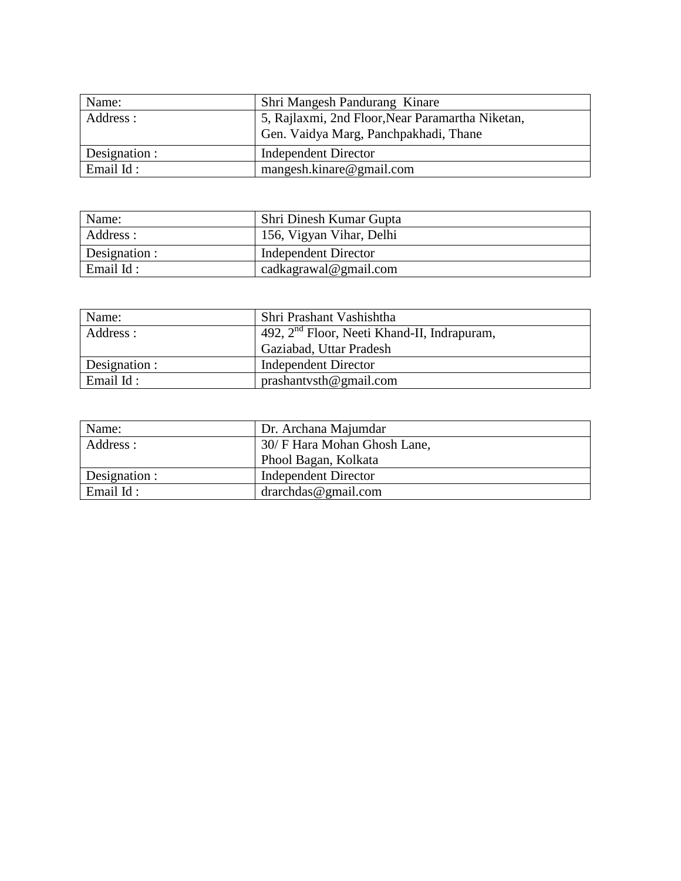| | |
|---|---|
| Name: | Shri Mangesh Pandurang Kinare |
| Address : | 5, Rajlaxmi, 2nd Floor,Near Paramartha Niketan, Gen. Vaidya Marg, Panchpakhadi, Thane |
| Designation : | Independent Director |
| Email Id : | mangesh.kinare@gmail.com |

| | |
|---|---|
| Name: | Shri Dinesh Kumar Gupta |
| Address : | 156, Vigyan Vihar, Delhi |
| Designation : | Independent Director |
| Email Id : | cadkagrawal@gmail.com |

| | |
|---|---|
| Name: | Shri Prashant Vashishtha |
| Address : | 492, 2nd Floor, Neeti Khand-II, Indrapuram, Gaziabad, Uttar Pradesh |
| Designation : | Independent Director |
| Email Id : | prashantvsth@gmail.com |

| | |
|---|---|
| Name: | Dr. Archana Majumdar |
| Address : | 30/ F Hara Mohan Ghosh Lane, Phool Bagan, Kolkata |
| Designation : | Independent Director |
| Email Id : | drarchdas@gmail.com |